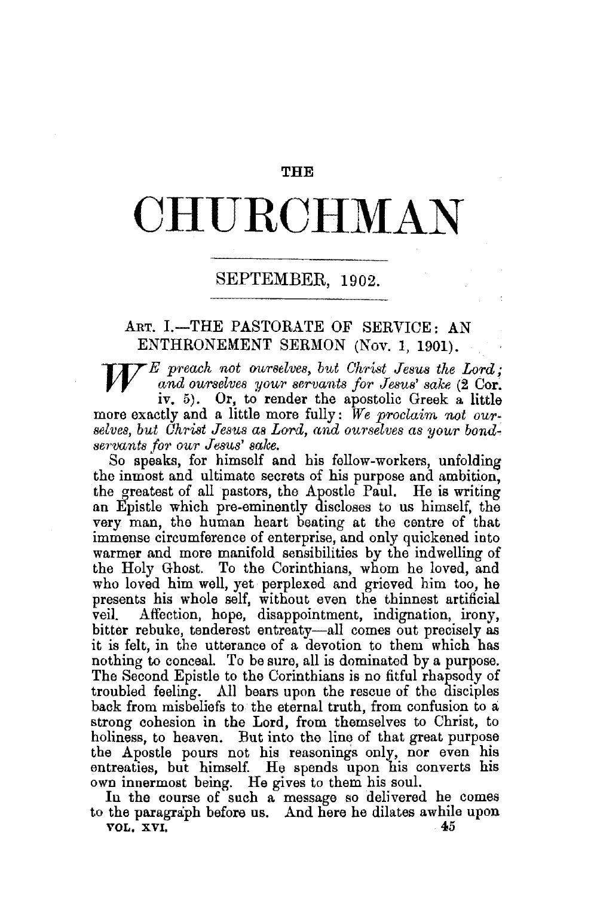THE

# CHURCHMAN

SEPTEMBER, 1902.

## ART. I.—THE PASTORATE OF SERVICE: AN ENTHRONEMENT SERMON (Nov. 1, 1901).

*We preach not ourselves, but Christ Jesus the Lord; and ourselves your servants for Jesus' sake* (2 Cor. iv. 5). Or, to render the apostolic Greek a little more exactly and a little more fully: *We proclaim not ourselves, but Christ Jesus as Lord, and ourselves as your bond-servants for our Jesus' sake.*

So speaks, for himself and his fellow-workers, unfolding the inmost and ultimate secrets of his purpose and ambition, the greatest of all pastors, the Apostle Paul. He is writing an Epistle which pre-eminently discloses to us himself, the very man, the human heart beating at the centre of that immense circumference of enterprise, and only quickened into warmer and more manifold sensibilities by the indwelling of the Holy Ghost. To the Corinthians, whom he loved, and who loved him well, yet perplexed and grieved him too, he presents his whole self, without even the thinnest artificial veil. Affection, hope, disappointment, indignation, irony, bitter rebuke, tenderest entreaty—all comes out precisely as it is felt, in the utterance of a devotion to them which has nothing to conceal. To be sure, all is dominated by a purpose. The Second Epistle to the Corinthians is no fitful rhapsody of troubled feeling. All bears upon the rescue of the disciples back from misbeliefs to the eternal truth, from confusion to a strong cohesion in the Lord, from themselves to Christ, to holiness, to heaven. But into the line of that great purpose the Apostle pours not his reasonings only, nor even his entreaties, but himself. He spends upon his converts his own innermost being. He gives to them his soul.

In the course of such a message so delivered he comes to the paragraph before us. And here he dilates awhile upon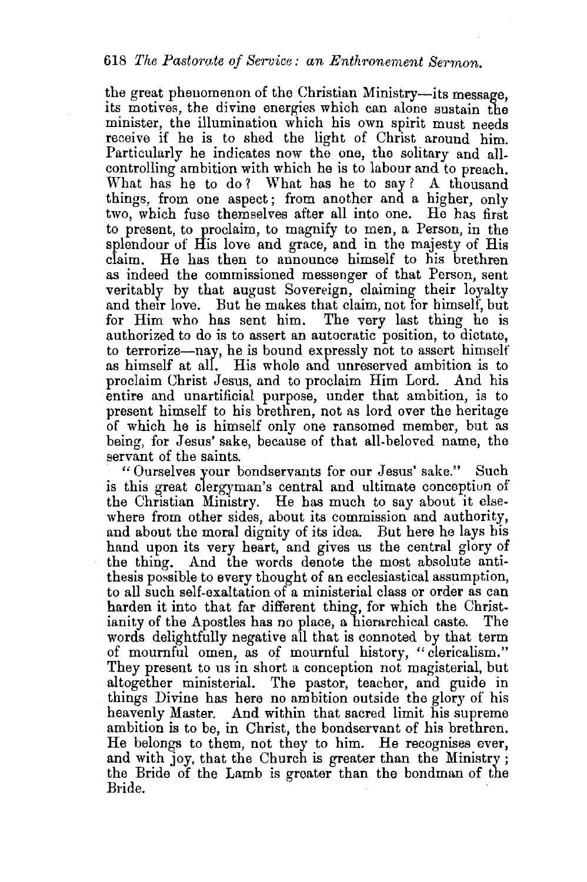the great phenomenon of the Christian Ministry—its message, its motives, the divine energies which can alone sustain the minister, the illumination which his own spirit must needs receive if he is to shed the light of Christ around him. Particularly he indicates now the one, the solitary and all-controlling ambition with which he is to labour and to preach. What has he to do? What has he to say? A thousand things, from one aspect; from another and a higher, only two, which fuse themselves after all into one. He has first to present, to proclaim, to magnify to men, a Person, in the splendour of His love and grace, and in the majesty of His claim. He has then to announce himself to his brethren as indeed the commissioned messenger of that Person, sent veritably by that august Sovereign, claiming their loyalty and their love. But he makes that claim, not for himself, but for Him who has sent him. The very last thing he is authorized to do is to assert an autocratic position, to dictate, to terrorize—nay, he is bound expressly not to assert himself as himself at all. His whole and unreserved ambition is to proclaim Christ Jesus, and to proclaim Him Lord. And his entire and unartificial purpose, under that ambition, is to present himself to his brethren, not as lord over the heritage of which he is himself only one ransomed member, but as being, for Jesus' sake, because of that all-beloved name, the servant of the saints.

"Ourselves your bondservants for our Jesus' sake." Such is this great clergyman's central and ultimate conception of the Christian Ministry. He has much to say about it elsewhere from other sides, about its commission and authority, and about the moral dignity of its idea. But here he lays his hand upon its very heart, and gives us the central glory of the thing. And the words denote the most absolute antithesis possible to every thought of an ecclesiastical assumption, to all such self-exaltation of a ministerial class or order as can harden it into that far different thing, for which the Christianity of the Apostles has no place, a hierarchical caste. The words delightfully negative all that is connoted by that term of mournful omen, as of mournful history, "clericalism." They present to us in short a conception not magisterial, but altogether ministerial. The pastor, teacher, and guide in things Divine has here no ambition outside the glory of his heavenly Master. And within that sacred limit his supreme ambition is to be, in Christ, the bondservant of his brethren. He belongs to them, not they to him. He recognises ever, and with joy, that the Church is greater than the Ministry; the Bride of the Lamb is greater than the bondman of the Bride.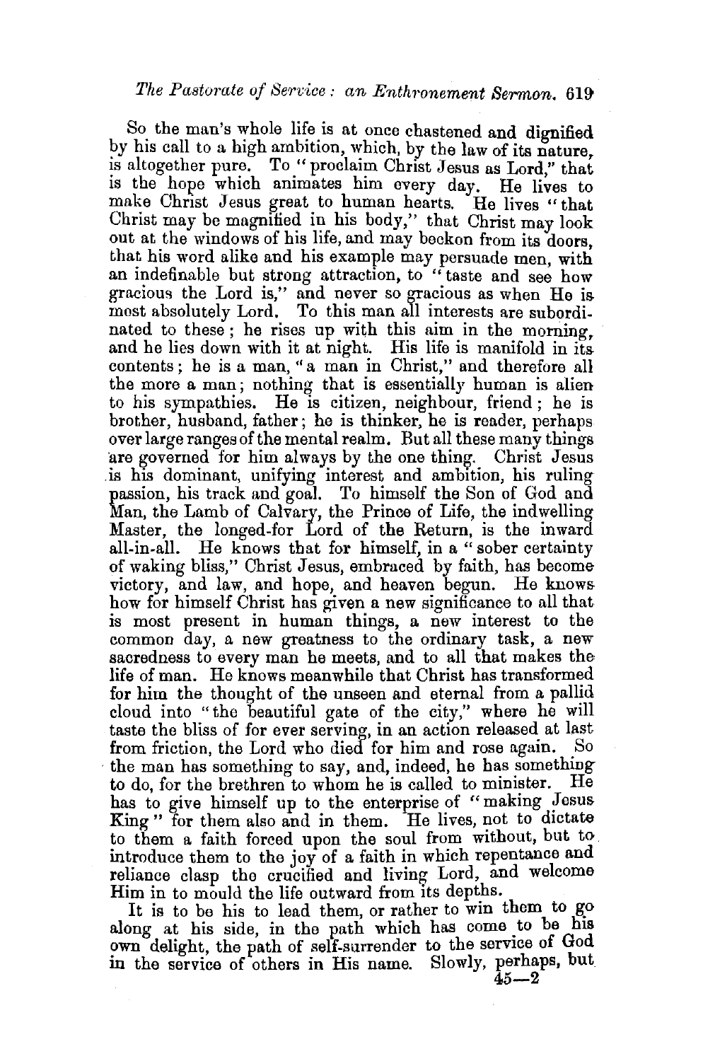So the man's whole life is at once chastened and dignified by his call to a high ambition, which, by the law of its nature, is altogether pure. To "proclaim Christ Jesus as Lord," that is the hope which animates him every day. He lives to make Christ Jesus great to human hearts. He lives "that Christ may be magnified in his body," that Christ may look out at the windows of his life, and may beckon from its doors, that his word alike and his example may persuade men, with an indefinable but strong attraction, to "taste and see how gracious the Lord is," and never so gracious as when He is most absolutely Lord. To this man all interests are subordinated to these; he rises up with this aim in the morning, and he lies down with it at night. His life is manifold in its contents; he is a man, "a man in Christ," and therefore all the more a man; nothing that is essentially human is alien to his sympathies. He is citizen, neighbour, friend; he is brother, husband, father; he is thinker, he is reader, perhaps over large ranges of the mental realm. But all these many things are governed for him always by the one thing. Christ Jesus is his dominant, unifying interest and ambition, his ruling passion, his track and goal. To himself the Son of God and Man, the Lamb of Calvary, the Prince of Life, the indwelling Master, the longed-for Lord of the Return, is the inward all-in-all. He knows that for himself, in a "sober certainty of waking bliss," Christ Jesus, embraced by faith, has become victory, and law, and hope, and heaven begun. He knows how for himself Christ has given a new significance to all that is most present in human things, a new interest to the common day, a new greatness to the ordinary task, a new sacredness to every man he meets, and to all that makes the life of man. He knows meanwhile that Christ has transformed for him the thought of the unseen and eternal from a pallid cloud into "the beautiful gate of the city," where he will taste the bliss of for ever serving, in an action released at last from friction, the Lord who died for him and rose again. So the man has something to say, and, indeed, he has something to do, for the brethren to whom he is called to minister. He has to give himself up to the enterprise of "making Jesus King" for them also and in them. He lives, not to dictate to them a faith forced upon the soul from without, but to introduce them to the joy of a faith in which repentance and reliance clasp the crucified and living Lord, and welcome Him in to mould the life outward from its depths.

It is to be his to lead them, or rather to win them to go along at his side, in the path which has come to be his own delight, the path of self-surrender to the service of God in the service of others in His name. Slowly, perhaps, but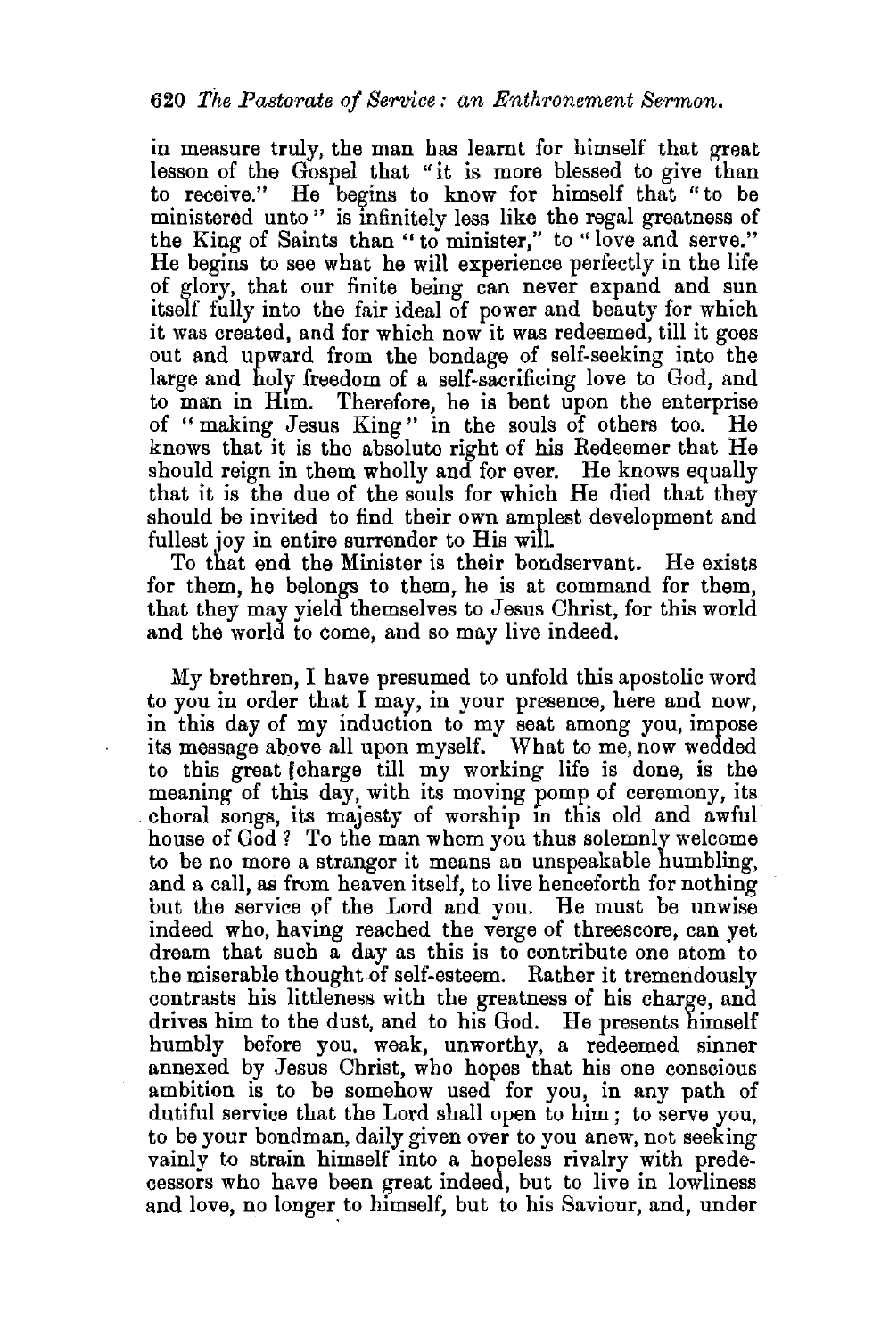in measure truly, the man has learnt for himself that great lesson of the Gospel that "it is more blessed to give than to receive." He begins to know for himself that "to be ministered unto" is infinitely less like the regal greatness of the King of Saints than "to minister," to "love and serve." He begins to see what he will experience perfectly in the life of glory, that our finite being can never expand and sun itself fully into the fair ideal of power and beauty for which it was created, and for which now it was redeemed, till it goes out and upward from the bondage of self-seeking into the large and holy freedom of a self-sacrificing love to God, and to man in Him. Therefore, he is bent upon the enterprise of "making Jesus King" in the souls of others too. He knows that it is the absolute right of his Redeemer that He should reign in them wholly and for ever. He knows equally that it is the due of the souls for which He died that they should be invited to find their own amplest development and fullest joy in entire surrender to His will.

To that end the Minister is their bondservant. He exists for them, he belongs to them, he is at command for them, that they may yield themselves to Jesus Christ, for this world and the world to come, and so may live indeed.

My brethren, I have presumed to unfold this apostolic word to you in order that I may, in your presence, here and now, in this day of my induction to my seat among you, impose its message above all upon myself. What to me, now wedded to this great charge till my working life is done, is the meaning of this day, with its moving pomp of ceremony, its choral songs, its majesty of worship in this old and awful house of God? To the man whom you thus solemnly welcome to be no more a stranger it means an unspeakable humbling, and a call, as from heaven itself, to live henceforth for nothing but the service of the Lord and you. He must be unwise indeed who, having reached the verge of threescore, can yet dream that such a day as this is to contribute one atom to the miserable thought of self-esteem. Rather it tremendously contrasts his littleness with the greatness of his charge, and drives him to the dust, and to his God. He presents himself humbly before you, weak, unworthy, a redeemed sinner annexed by Jesus Christ, who hopes that his one conscious ambition is to be somehow used for you, in any path of dutiful service that the Lord shall open to him; to serve you, to be your bondman, daily given over to you anew, not seeking vainly to strain himself into a hopeless rivalry with predecessors who have been great indeed, but to live in lowliness and love, no longer to himself, but to his Saviour, and, under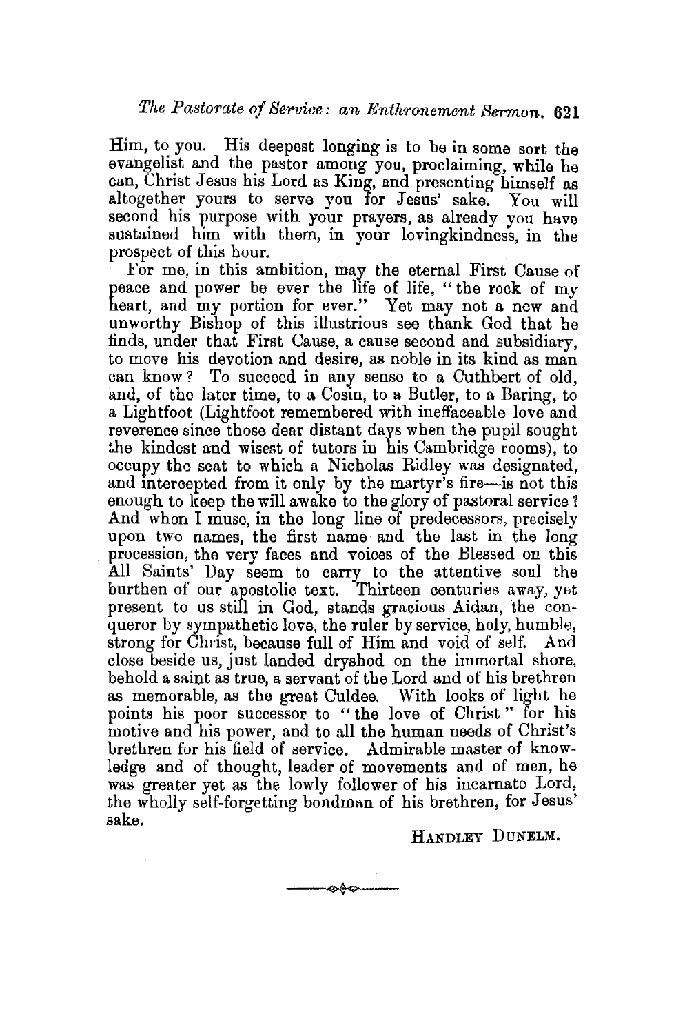Him, to you. His deepest longing is to be in some sort the evangelist and the pastor among you, proclaiming, while he can, Christ Jesus his Lord as King, and presenting himself as altogether yours to serve you for Jesus' sake. You will second his purpose with your prayers, as already you have sustained him with them, in your lovingkindness, in the prospect of this hour.

For me, in this ambition, may the eternal First Cause of peace and power be ever the life of life, "the rock of my heart, and my portion for ever." Yet may not a new and unworthy Bishop of this illustrious see thank God that he finds, under that First Cause, a cause second and subsidiary, to move his devotion and desire, as noble in its kind as man can know? To succeed in any sense to a Cuthbert of old, and, of the later time, to a Cosin, to a Butler, to a Baring, to a Lightfoot (Lightfoot remembered with ineffaceable love and reverence since those dear distant days when the pupil sought the kindest and wisest of tutors in his Cambridge rooms), to occupy the seat to which a Nicholas Ridley was designated, and intercepted from it only by the martyr's fire—is not this enough to keep the will awake to the glory of pastoral service? And when I muse, in the long line of predecessors, precisely upon two names, the first name and the last in the long procession, the very faces and voices of the Blessed on this All Saints' Day seem to carry to the attentive soul the burthen of our apostolic text. Thirteen centuries away, yet present to us still in God, stands gracious Aidan, the conqueror by sympathetic love, the ruler by service, holy, humble, strong for Christ, because full of Him and void of self. And close beside us, just landed dryshod on the immortal shore, behold a saint as true, a servant of the Lord and of his brethren as memorable, as the great Culdee. With looks of light he points his poor successor to "the love of Christ" for his motive and his power, and to all the human needs of Christ's brethren for his field of service. Admirable master of knowledge and of thought, leader of movements and of men, he was greater yet as the lowly follower of his incarnate Lord, the wholly self-forgetting bondman of his brethren, for Jesus' sake.

HANDLEY DUNELM.